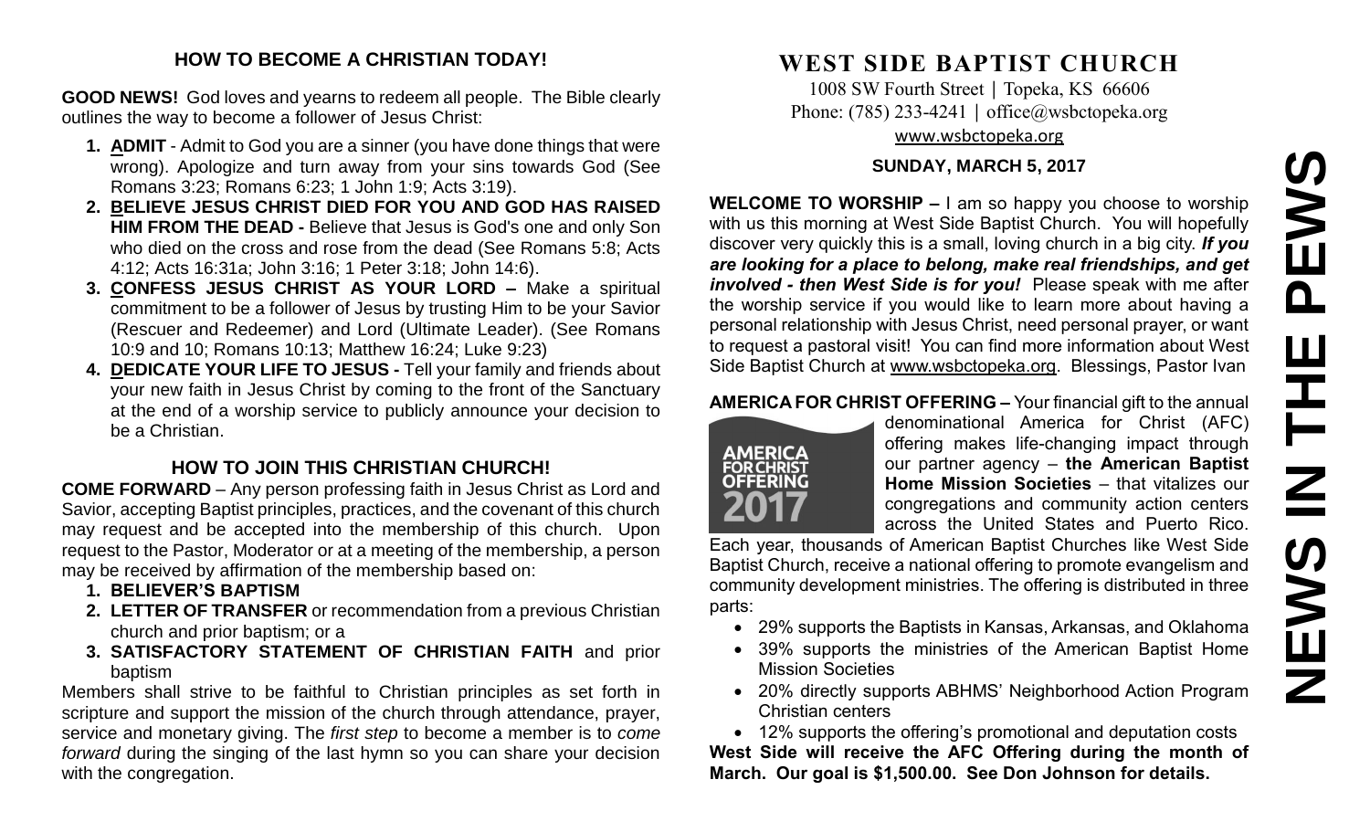## HOW TO BECOME A CHRISTIAN TODAY!

**GOOD NEWS!** God loves and yearns to redeem all people. The Bible clearly outlines the way to become a follower of Jesus Christ:

1. **ADMIT** - Admit to God you are a sinner (you have done things that were wrong). Apologize and turn away from your sins towards God (See Romans 3:23; Romans 6:23; 1 John 1:9; Acts 3:19).
2. **BELIEVE JESUS CHRIST DIED FOR YOU AND GOD HAS RAISED HIM FROM THE DEAD -** Believe that Jesus is God's one and only Son who died on the cross and rose from the dead (See Romans 5:8; Acts 4:12; Acts 16:31a; John 3:16; 1 Peter 3:18; John 14:6).
3. **CONFESS JESUS CHRIST AS YOUR LORD –** Make a spiritual commitment to be a follower of Jesus by trusting Him to be your Savior (Rescuer and Redeemer) and Lord (Ultimate Leader). (See Romans 10:9 and 10; Romans 10:13; Matthew 16:24; Luke 9:23)
4. **DEDICATE YOUR LIFE TO JESUS -** Tell your family and friends about your new faith in Jesus Christ by coming to the front of the Sanctuary at the end of a worship service to publicly announce your decision to be a Christian.

## HOW TO JOIN THIS CHRISTIAN CHURCH!

**COME FORWARD** – Any person professing faith in Jesus Christ as Lord and Savior, accepting Baptist principles, practices, and the covenant of this church may request and be accepted into the membership of this church. Upon request to the Pastor, Moderator or at a meeting of the membership, a person may be received by affirmation of the membership based on:

1. **BELIEVER'S BAPTISM**
2. **LETTER OF TRANSFER** or recommendation from a previous Christian church and prior baptism; or a
3. **SATISFACTORY STATEMENT OF CHRISTIAN FAITH** and prior baptism

Members shall strive to be faithful to Christian principles as set forth in scripture and support the mission of the church through attendance, prayer, service and monetary giving. The *first step* to become a member is to *come forward* during the singing of the last hymn so you can share your decision with the congregation.

# WEST SIDE BAPTIST CHURCH

1008 SW Fourth Street | Topeka, KS 66606
Phone: (785) 233-4241 | office@wsbctopeka.org
www.wsbctopeka.org

**SUNDAY, MARCH 5, 2017**

**WELCOME TO WORSHIP –** I am so happy you choose to worship with us this morning at West Side Baptist Church. You will hopefully discover very quickly this is a small, loving church in a big city. ***If you are looking for a place to belong, make real friendships, and get involved - then West Side is for you!*** Please speak with me after the worship service if you would like to learn more about having a personal relationship with Jesus Christ, need personal prayer, or want to request a pastoral visit! You can find more information about West Side Baptist Church at www.wsbctopeka.org. Blessings, Pastor Ivan

**AMERICA FOR CHRIST OFFERING –** Your financial gift to the annual denominational America for Christ (AFC) offering makes life-changing impact through our partner agency – **the American Baptist Home Mission Societies** – that vitalizes our congregations and community action centers across the United States and Puerto Rico. Each year, thousands of American Baptist Churches like West Side Baptist Church, receive a national offering to promote evangelism and community development ministries. The offering is distributed in three parts:

- 29% supports the Baptists in Kansas, Arkansas, and Oklahoma
- 39% supports the ministries of the American Baptist Home Mission Societies
- 20% directly supports ABHMS' Neighborhood Action Program Christian centers
- 12% supports the offering's promotional and deputation costs

**West Side will receive the AFC Offering during the month of March. Our goal is $1,500.00. See Don Johnson for details.**

# NEWS IN THE PEWS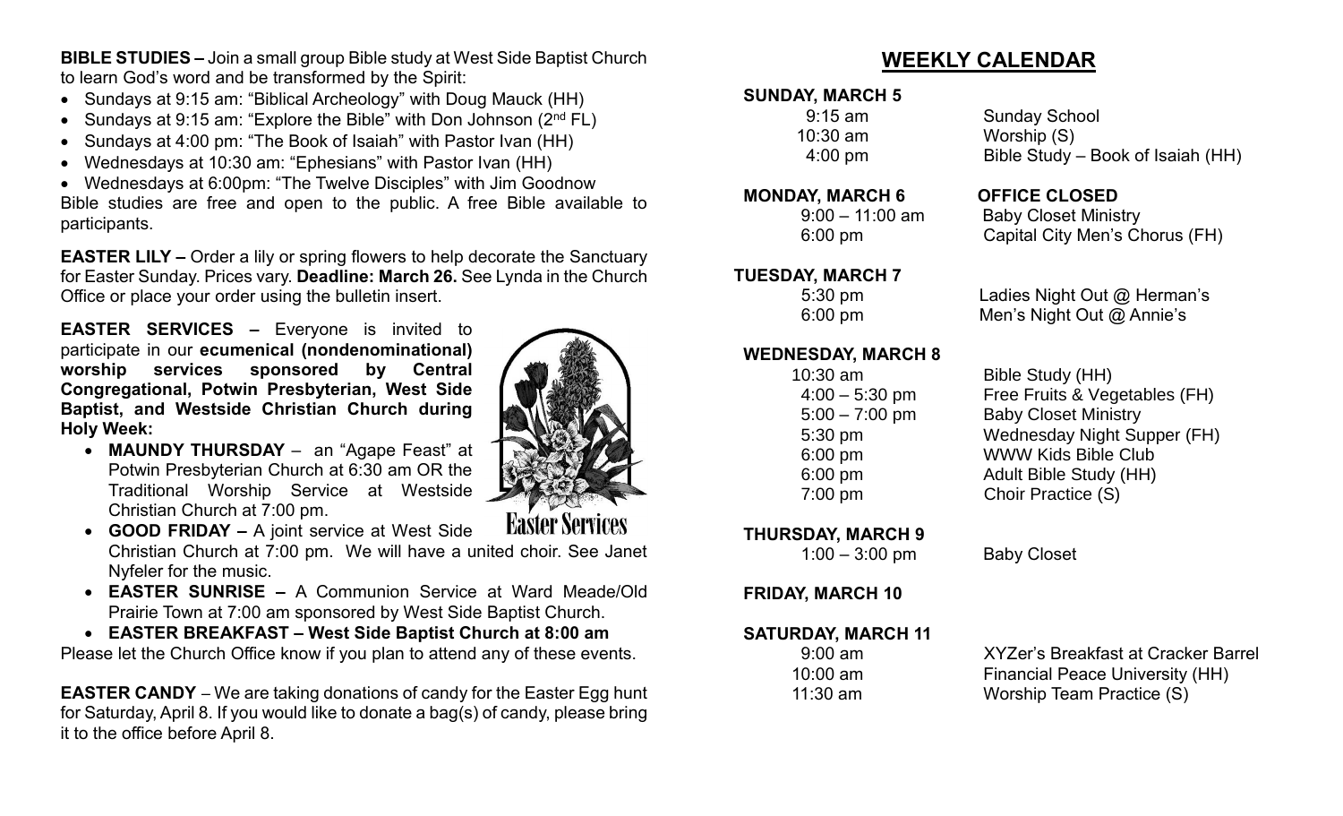**BIBLE STUDIES –** Join a small group Bible study at West Side Baptist Church to learn God's word and be transformed by the Spirit:

- Sundays at 9:15 am: "Biblical Archeology" with Doug Mauck (HH)
- Sundays at 9:15 am: "Explore the Bible" with Don Johnson (2nd FL)
- Sundays at 4:00 pm: "The Book of Isaiah" with Pastor Ivan (HH)
- Wednesdays at 10:30 am: "Ephesians" with Pastor Ivan (HH)
- Wednesdays at 6:00pm: "The Twelve Disciples" with Jim Goodnow

Bible studies are free and open to the public. A free Bible available to participants.

**EASTER LILY –** Order a lily or spring flowers to help decorate the Sanctuary for Easter Sunday. Prices vary. **Deadline: March 26.** See Lynda in the Church Office or place your order using the bulletin insert.

**EASTER SERVICES –** Everyone is invited to participate in our **ecumenical (nondenominational) worship services sponsored by Central Congregational, Potwin Presbyterian, West Side Baptist, and Westside Christian Church during Holy Week:**

- **MAUNDY THURSDAY** – an "Agape Feast" at Potwin Presbyterian Church at 6:30 am OR the Traditional Worship Service at Westside Christian Church at 7:00 pm.
- **GOOD FRIDAY –** A joint service at West Side Christian Church at 7:00 pm. We will have a united choir. See Janet Nyfeler for the music.
- **EASTER SUNRISE –** A Communion Service at Ward Meade/Old Prairie Town at 7:00 am sponsored by West Side Baptist Church.
- **EASTER BREAKFAST – West Side Baptist Church at 8:00 am**

Please let the Church Office know if you plan to attend any of these events.

Easter Services

**EASTER CANDY** – We are taking donations of candy for the Easter Egg hunt for Saturday, April 8. If you would like to donate a bag(s) of candy, please bring it to the office before April 8.

## WEEKLY CALENDAR

**SUNDAY, MARCH 5**

| | |
|---|---|
| 9:15 am | Sunday School |
| 10:30 am | Worship (S) |
| 4:00 pm | Bible Study – Book of Isaiah (HH) |

**MONDAY, MARCH 6** — **OFFICE CLOSED**

| | |
|---|---|
| 9:00 – 11:00 am | Baby Closet Ministry |
| 6:00 pm | Capital City Men's Chorus (FH) |

**TUESDAY, MARCH 7**

| | |
|---|---|
| 5:30 pm | Ladies Night Out @ Herman's |
| 6:00 pm | Men's Night Out @ Annie's |

**WEDNESDAY, MARCH 8**

| | |
|---|---|
| 10:30 am | Bible Study (HH) |
| 4:00 – 5:30 pm | Free Fruits & Vegetables (FH) |
| 5:00 – 7:00 pm | Baby Closet Ministry |
| 5:30 pm | Wednesday Night Supper (FH) |
| 6:00 pm | WWW Kids Bible Club |
| 6:00 pm | Adult Bible Study (HH) |
| 7:00 pm | Choir Practice (S) |

**THURSDAY, MARCH 9**

| | |
|---|---|
| 1:00 – 3:00 pm | Baby Closet |

**FRIDAY, MARCH 10**

**SATURDAY, MARCH 11**

| | |
|---|---|
| 9:00 am | XYZer's Breakfast at Cracker Barrel |
| 10:00 am | Financial Peace University (HH) |
| 11:30 am | Worship Team Practice (S) |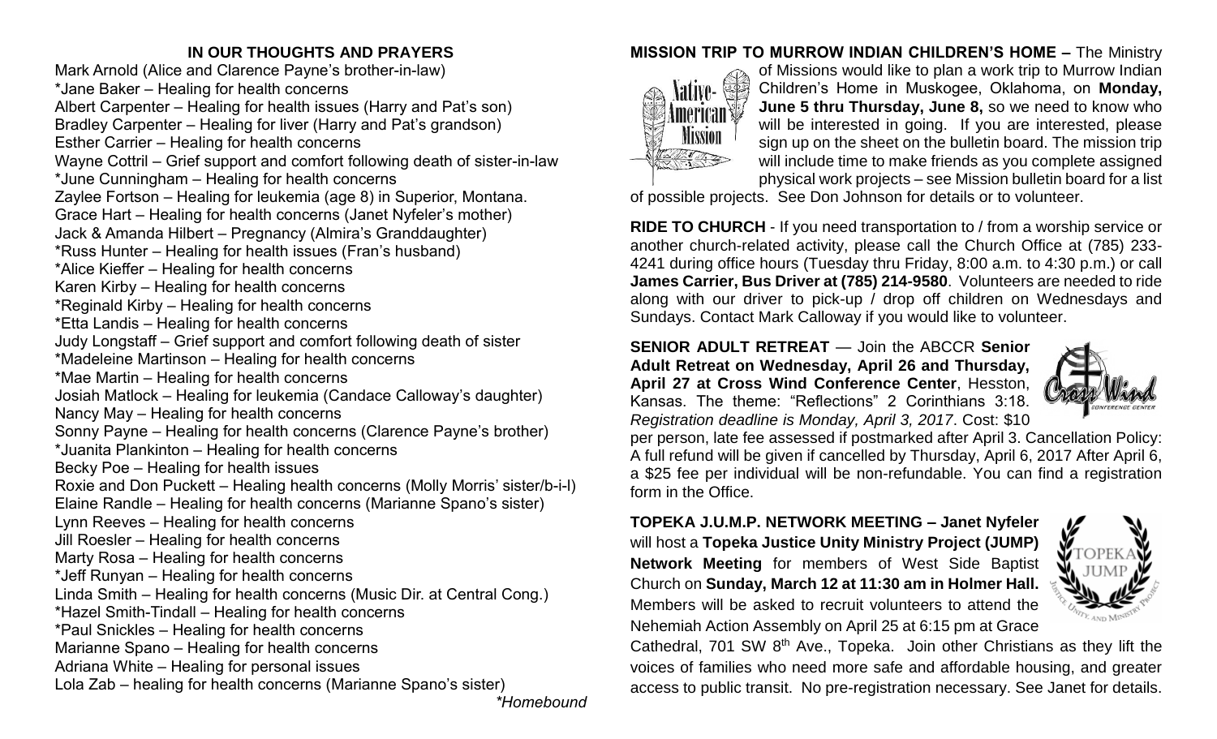**IN OUR THOUGHTS AND PRAYERS**

Mark Arnold (Alice and Clarence Payne's brother-in-law)
*Jane Baker – Healing for health concerns
Albert Carpenter – Healing for health issues (Harry and Pat's son)
Bradley Carpenter – Healing for liver (Harry and Pat's grandson)
Esther Carrier – Healing for health concerns
Wayne Cottril – Grief support and comfort following death of sister-in-law
*June Cunningham – Healing for health concerns
Zaylee Fortson – Healing for leukemia (age 8) in Superior, Montana.
Grace Hart – Healing for health concerns (Janet Nyfeler's mother)
Jack & Amanda Hilbert – Pregnancy (Almira's Granddaughter)
*Russ Hunter – Healing for health issues (Fran's husband)
*Alice Kieffer – Healing for health concerns
Karen Kirby – Healing for health concerns
*Reginald Kirby – Healing for health concerns
*Etta Landis – Healing for health concerns
Judy Longstaff – Grief support and comfort following death of sister
*Madeleine Martinson – Healing for health concerns
*Mae Martin – Healing for health concerns
Josiah Matlock – Healing for leukemia (Candace Calloway's daughter)
Nancy May – Healing for health concerns
Sonny Payne – Healing for health concerns (Clarence Payne's brother)
*Juanita Plankinton – Healing for health concerns
Becky Poe – Healing for health issues
Roxie and Don Puckett – Healing health concerns (Molly Morris' sister/b-i-l)
Elaine Randle – Healing for health concerns (Marianne Spano's sister)
Lynn Reeves – Healing for health concerns
Jill Roesler – Healing for health concerns
Marty Rosa – Healing for health concerns
*Jeff Runyan – Healing for health concerns
Linda Smith – Healing for health concerns (Music Dir. at Central Cong.)
*Hazel Smith-Tindall – Healing for health concerns
*Paul Snickles – Healing for health concerns
Marianne Spano – Healing for health concerns
Adriana White – Healing for personal issues
Lola Zab – healing for health concerns (Marianne Spano's sister)

*\*Homebound*

**MISSION TRIP TO MURROW INDIAN CHILDREN'S HOME –** The Ministry of Missions would like to plan a work trip to Murrow Indian Children's Home in Muskogee, Oklahoma, on **Monday, June 5 thru Thursday, June 8,** so we need to know who will be interested in going. If you are interested, please sign up on the sheet on the bulletin board. The mission trip will include time to make friends as you complete assigned physical work projects – see Mission bulletin board for a list of possible projects. See Don Johnson for details or to volunteer.

**RIDE TO CHURCH** - If you need transportation to / from a worship service or another church-related activity, please call the Church Office at (785) 233-4241 during office hours (Tuesday thru Friday, 8:00 a.m. to 4:30 p.m.) or call **James Carrier, Bus Driver at (785) 214-9580**. Volunteers are needed to ride along with our driver to pick-up / drop off children on Wednesdays and Sundays. Contact Mark Calloway if you would like to volunteer.

**SENIOR ADULT RETREAT** — Join the ABCCR **Senior Adult Retreat on Wednesday, April 26 and Thursday, April 27 at Cross Wind Conference Center**, Hesston, Kansas. The theme: "Reflections" 2 Corinthians 3:18. *Registration deadline is Monday, April 3, 2017*. Cost: $10 per person, late fee assessed if postmarked after April 3. Cancellation Policy: A full refund will be given if cancelled by Thursday, April 6, 2017 After April 6, a $25 fee per individual will be non-refundable. You can find a registration form in the Office.

**TOPEKA J.U.M.P. NETWORK MEETING – Janet Nyfeler** will host a **Topeka Justice Unity Ministry Project (JUMP) Network Meeting** for members of West Side Baptist Church on **Sunday, March 12 at 11:30 am in Holmer Hall.** Members will be asked to recruit volunteers to attend the Nehemiah Action Assembly on April 25 at 6:15 pm at Grace Cathedral, 701 SW 8th Ave., Topeka. Join other Christians as they lift the voices of families who need more safe and affordable housing, and greater access to public transit. No pre-registration necessary. See Janet for details.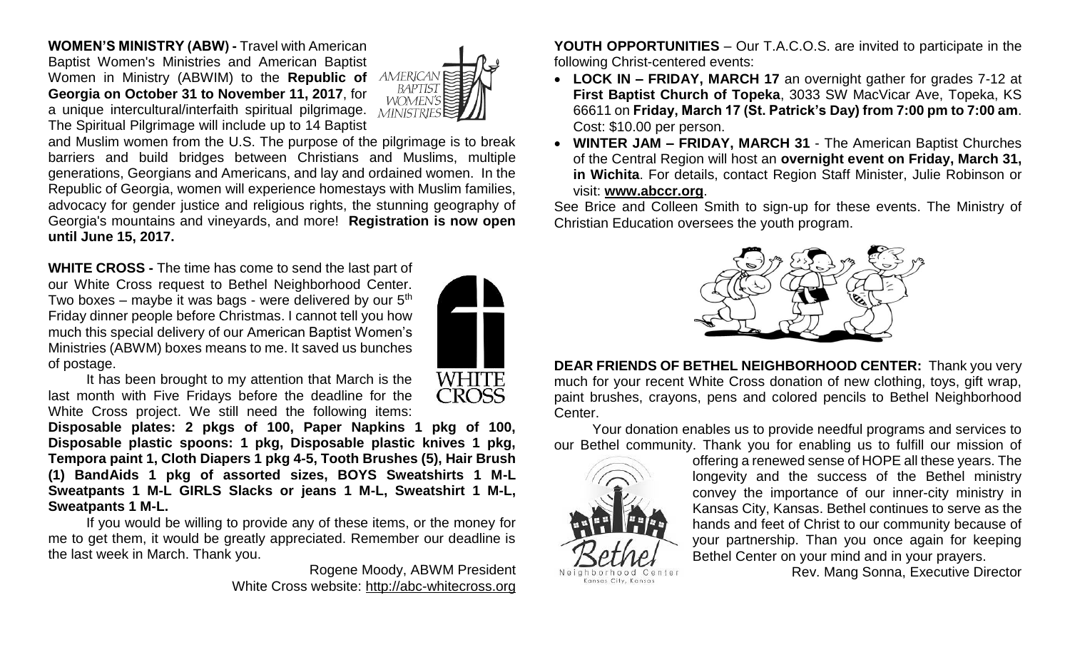**WOMEN'S MINISTRY (ABW) -** Travel with American Baptist Women's Ministries and American Baptist Women in Ministry (ABWIM) to the **Republic of Georgia on October 31 to November 11, 2017**, for a unique intercultural/interfaith spiritual pilgrimage. The Spiritual Pilgrimage will include up to 14 Baptist and Muslim women from the U.S. The purpose of the pilgrimage is to break barriers and build bridges between Christians and Muslims, multiple generations, Georgians and Americans, and lay and ordained women. In the Republic of Georgia, women will experience homestays with Muslim families, advocacy for gender justice and religious rights, the stunning geography of Georgia's mountains and vineyards, and more! **Registration is now open until June 15, 2017.**

**WHITE CROSS -** The time has come to send the last part of our White Cross request to Bethel Neighborhood Center. Two boxes – maybe it was bags - were delivered by our 5th Friday dinner people before Christmas. I cannot tell you how much this special delivery of our American Baptist Women's Ministries (ABWM) boxes means to me. It saved us bunches of postage.

It has been brought to my attention that March is the last month with Five Fridays before the deadline for the White Cross project. We still need the following items: **Disposable plates: 2 pkgs of 100, Paper Napkins 1 pkg of 100, Disposable plastic spoons: 1 pkg, Disposable plastic knives 1 pkg, Tempora paint 1, Cloth Diapers 1 pkg 4-5, Tooth Brushes (5), Hair Brush (1) BandAids 1 pkg of assorted sizes, BOYS Sweatshirts 1 M-L Sweatpants 1 M-L GIRLS Slacks or jeans 1 M-L, Sweatshirt 1 M-L, Sweatpants 1 M-L.**

If you would be willing to provide any of these items, or the money for me to get them, it would be greatly appreciated. Remember our deadline is the last week in March. Thank you.

Rogene Moody, ABWM President
White Cross website: http://abc-whitecross.org

**YOUTH OPPORTUNITIES** – Our T.A.C.O.S. are invited to participate in the following Christ-centered events:

- **LOCK IN – FRIDAY, MARCH 17** an overnight gather for grades 7-12 at **First Baptist Church of Topeka**, 3033 SW MacVicar Ave, Topeka, KS 66611 on **Friday, March 17 (St. Patrick's Day) from 7:00 pm to 7:00 am**. Cost: $10.00 per person.
- **WINTER JAM – FRIDAY, MARCH 31** - The American Baptist Churches of the Central Region will host an **overnight event on Friday, March 31, in Wichita**. For details, contact Region Staff Minister, Julie Robinson or visit: **www.abccr.org**.

See Brice and Colleen Smith to sign-up for these events. The Ministry of Christian Education oversees the youth program.

**DEAR FRIENDS OF BETHEL NEIGHBORHOOD CENTER:** Thank you very much for your recent White Cross donation of new clothing, toys, gift wrap, paint brushes, crayons, pens and colored pencils to Bethel Neighborhood Center.

Your donation enables us to provide needful programs and services to our Bethel community. Thank you for enabling us to fulfill our mission of offering a renewed sense of HOPE all these years. The longevity and the success of the Bethel ministry convey the importance of our inner-city ministry in Kansas City, Kansas. Bethel continues to serve as the hands and feet of Christ to our community because of your partnership. Than you once again for keeping Bethel Center on your mind and in your prayers.

Rev. Mang Sonna, Executive Director